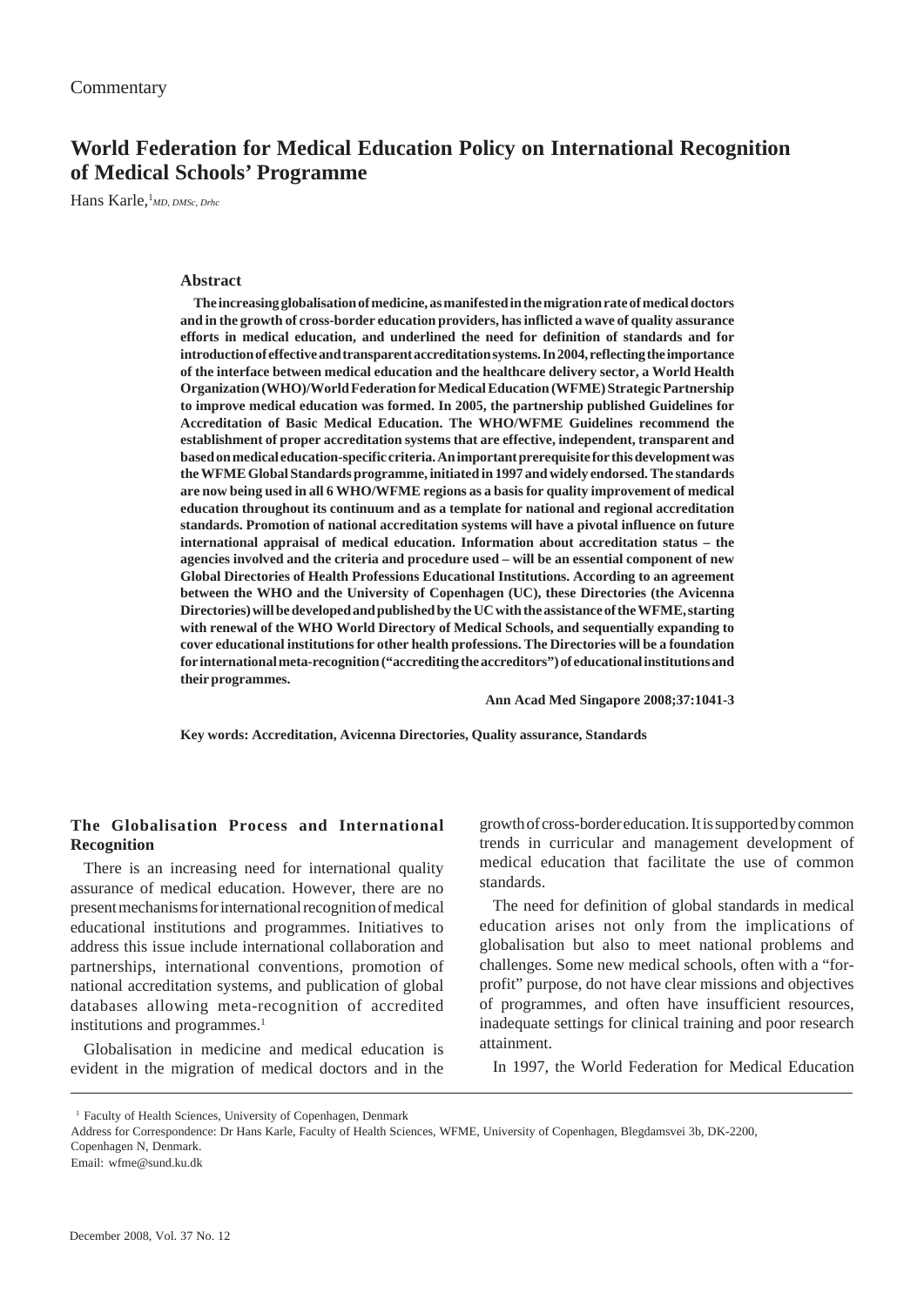Commentary

# World Federation for Medical Education Policy on International Recognition of Medical Schools' Programme

Hans Karle,[1] *MD, DMSc, Drhc*

## Abstract

**The increasing globalisation of medicine, as manifested in the migration rate of medical doctors and in the growth of cross-border education providers, has inflicted a wave of quality assurance efforts in medical education, and underlined the need for definition of standards and for introduction of effective and transparent accreditation systems. In 2004, reflecting the importance of the interface between medical education and the healthcare delivery sector, a World Health Organization (WHO)/World Federation for Medical Education (WFME) Strategic Partnership to improve medical education was formed. In 2005, the partnership published Guidelines for Accreditation of Basic Medical Education. The WHO/WFME Guidelines recommend the establishment of proper accreditation systems that are effective, independent, transparent and based on medical education-specific criteria. An important prerequisite for this development was the WFME Global Standards programme, initiated in 1997 and widely endorsed. The standards are now being used in all 6 WHO/WFME regions as a basis for quality improvement of medical education throughout its continuum and as a template for national and regional accreditation standards. Promotion of national accreditation systems will have a pivotal influence on future international appraisal of medical education. Information about accreditation status – the agencies involved and the criteria and procedure used – will be an essential component of new Global Directories of Health Professions Educational Institutions. According to an agreement between the WHO and the University of Copenhagen (UC), these Directories (the Avicenna Directories) will be developed and published by the UC with the assistance of the WFME, starting with renewal of the WHO World Directory of Medical Schools, and sequentially expanding to cover educational institutions for other health professions. The Directories will be a foundation for international meta-recognition ("accrediting the accreditors") of educational institutions and their programmes.**

**Ann Acad Med Singapore 2008;37:1041-3**

**Key words: Accreditation, Avicenna Directories, Quality assurance, Standards**

## The Globalisation Process and International Recognition

There is an increasing need for international quality assurance of medical education. However, there are no present mechanisms for international recognition of medical educational institutions and programmes. Initiatives to address this issue include international collaboration and partnerships, international conventions, promotion of national accreditation systems, and publication of global databases allowing meta-recognition of accredited institutions and programmes.[1]

Globalisation in medicine and medical education is evident in the migration of medical doctors and in the growth of cross-border education. It is supported by common trends in curricular and management development of medical education that facilitate the use of common standards.

The need for definition of global standards in medical education arises not only from the implications of globalisation but also to meet national problems and challenges. Some new medical schools, often with a "for-profit" purpose, do not have clear missions and objectives of programmes, and often have insufficient resources, inadequate settings for clinical training and poor research attainment.

In 1997, the World Federation for Medical Education

[1] Faculty of Health Sciences, University of Copenhagen, Denmark

Address for Correspondence: Dr Hans Karle, Faculty of Health Sciences, WFME, University of Copenhagen, Blegdamsvei 3b, DK-2200, Copenhagen N, Denmark.

Email: wfme@sund.ku.dk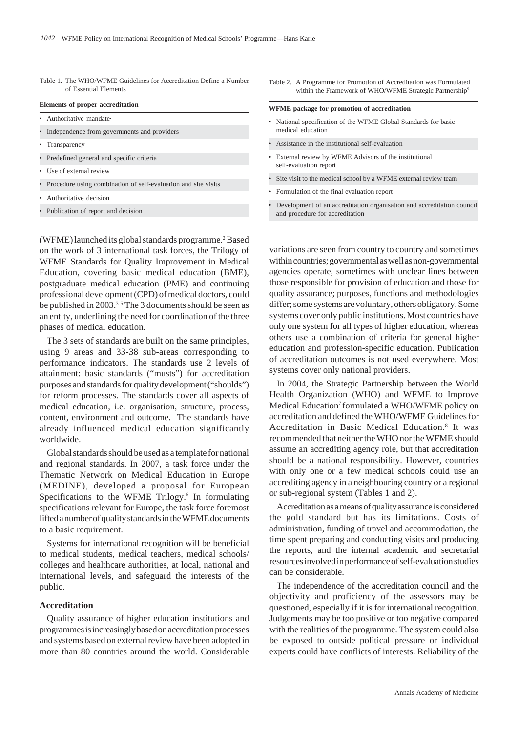Table 1. The WHO/WFME Guidelines for Accreditation Define a Number of Essential Elements

| Elements of proper accreditation |
| --- |
| • Authoritative mandate· |
| • Independence from governments and providers |
| • Transparency |
| • Predefined general and specific criteria |
| • Use of external review |
| • Procedure using combination of self-evaluation and site visits |
| • Authoritative decision |
| • Publication of report and decision |

Table 2. A Programme for Promotion of Accreditation was Formulated within the Framework of WHO/WFME Strategic Partnership[9]

| WFME package for promotion of accreditation |
| --- |
| • National specification of the WFME Global Standards for basic medical education |
| • Assistance in the institutional self-evaluation |
| • External review by WFME Advisors of the institutional self-evaluation report |
| • Site visit to the medical school by a WFME external review team |
| • Formulation of the final evaluation report |
| • Development of an accreditation organisation and accreditation council and procedure for accreditation |

(WFME) launched its global standards programme.[2] Based on the work of 3 international task forces, the Trilogy of WFME Standards for Quality Improvement in Medical Education, covering basic medical education (BME), postgraduate medical education (PME) and continuing professional development (CPD) of medical doctors, could be published in 2003.[3-5] The 3 documents should be seen as an entity, underlining the need for coordination of the three phases of medical education.

The 3 sets of standards are built on the same principles, using 9 areas and 33-38 sub-areas corresponding to performance indicators. The standards use 2 levels of attainment: basic standards ("musts") for accreditation purposes and standards for quality development ("shoulds") for reform processes. The standards cover all aspects of medical education, i.e. organisation, structure, process, content, environment and outcome. The standards have already influenced medical education significantly worldwide.

Global standards should be used as a template for national and regional standards. In 2007, a task force under the Thematic Network on Medical Education in Europe (MEDINE), developed a proposal for European Specifications to the WFME Trilogy.[6] In formulating specifications relevant for Europe, the task force foremost lifted a number of quality standards in the WFME documents to a basic requirement.

Systems for international recognition will be beneficial to medical students, medical teachers, medical schools/colleges and healthcare authorities, at local, national and international levels, and safeguard the interests of the public.

## Accreditation

Quality assurance of higher education institutions and programmes is increasingly based on accreditation processes and systems based on external review have been adopted in more than 80 countries around the world. Considerable variations are seen from country to country and sometimes within countries; governmental as well as non-governmental agencies operate, sometimes with unclear lines between those responsible for provision of education and those for quality assurance; purposes, functions and methodologies differ; some systems are voluntary, others obligatory. Some systems cover only public institutions. Most countries have only one system for all types of higher education, whereas others use a combination of criteria for general higher education and profession-specific education. Publication of accreditation outcomes is not used everywhere. Most systems cover only national providers.

In 2004, the Strategic Partnership between the World Health Organization (WHO) and WFME to Improve Medical Education[7] formulated a WHO/WFME policy on accreditation and defined the WHO/WFME Guidelines for Accreditation in Basic Medical Education.[8] It was recommended that neither the WHO nor the WFME should assume an accrediting agency role, but that accreditation should be a national responsibility. However, countries with only one or a few medical schools could use an accrediting agency in a neighbouring country or a regional or sub-regional system (Tables 1 and 2).

Accreditation as a means of quality assurance is considered the gold standard but has its limitations. Costs of administration, funding of travel and accommodation, the time spent preparing and conducting visits and producing the reports, and the internal academic and secretarial resources involved in performance of self-evaluation studies can be considerable.

The independence of the accreditation council and the objectivity and proficiency of the assessors may be questioned, especially if it is for international recognition. Judgements may be too positive or too negative compared with the realities of the programme. The system could also be exposed to outside political pressure or individual experts could have conflicts of interests. Reliability of the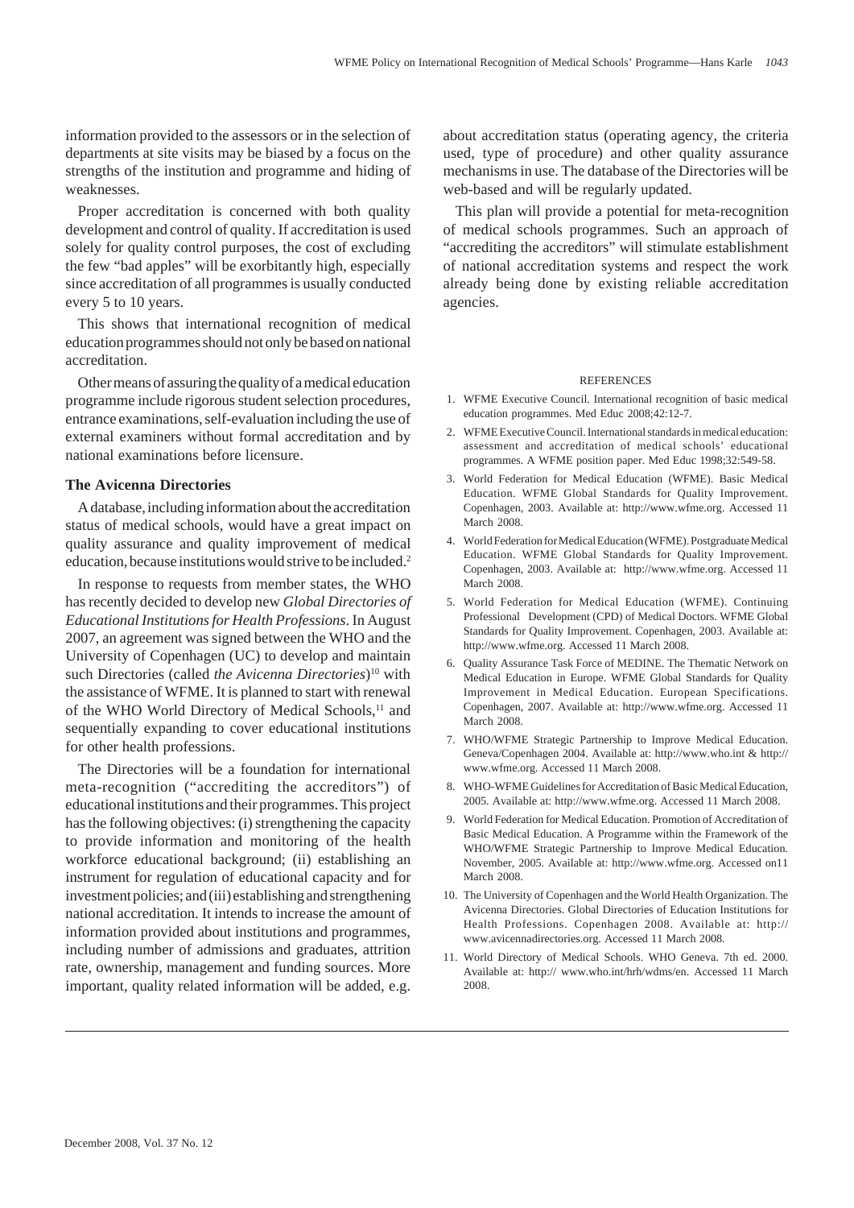information provided to the assessors or in the selection of departments at site visits may be biased by a focus on the strengths of the institution and programme and hiding of weaknesses.

Proper accreditation is concerned with both quality development and control of quality. If accreditation is used solely for quality control purposes, the cost of excluding the few "bad apples" will be exorbitantly high, especially since accreditation of all programmes is usually conducted every 5 to 10 years.

This shows that international recognition of medical education programmes should not only be based on national accreditation.

Other means of assuring the quality of a medical education programme include rigorous student selection procedures, entrance examinations, self-evaluation including the use of external examiners without formal accreditation and by national examinations before licensure.

**The Avicenna Directories**

A database, including information about the accreditation status of medical schools, would have a great impact on quality assurance and quality improvement of medical education, because institutions would strive to be included.[2]

In response to requests from member states, the WHO has recently decided to develop new *Global Directories of Educational Institutions for Health Professions*. In August 2007, an agreement was signed between the WHO and the University of Copenhagen (UC) to develop and maintain such Directories (called *the Avicenna Directories*)[10] with the assistance of WFME. It is planned to start with renewal of the WHO World Directory of Medical Schools,[11] and sequentially expanding to cover educational institutions for other health professions.

The Directories will be a foundation for international meta-recognition ("accrediting the accreditors") of educational institutions and their programmes. This project has the following objectives: (i) strengthening the capacity to provide information and monitoring of the health workforce educational background; (ii) establishing an instrument for regulation of educational capacity and for investment policies; and (iii) establishing and strengthening national accreditation. It intends to increase the amount of information provided about institutions and programmes, including number of admissions and graduates, attrition rate, ownership, management and funding sources. More important, quality related information will be added, e.g. about accreditation status (operating agency, the criteria used, type of procedure) and other quality assurance mechanisms in use. The database of the Directories will be web-based and will be regularly updated.

This plan will provide a potential for meta-recognition of medical schools programmes. Such an approach of "accrediting the accreditors" will stimulate establishment of national accreditation systems and respect the work already being done by existing reliable accreditation agencies.

REFERENCES

1. WFME Executive Council. International recognition of basic medical education programmes. Med Educ 2008;42:12-7.
2. WFME Executive Council. International standards in medical education: assessment and accreditation of medical schools' educational programmes. A WFME position paper. Med Educ 1998;32:549-58.
3. World Federation for Medical Education (WFME). Basic Medical Education. WFME Global Standards for Quality Improvement. Copenhagen, 2003. Available at: http://www.wfme.org. Accessed 11 March 2008.
4. World Federation for Medical Education (WFME). Postgraduate Medical Education. WFME Global Standards for Quality Improvement. Copenhagen, 2003. Available at: http://www.wfme.org. Accessed 11 March 2008.
5. World Federation for Medical Education (WFME). Continuing Professional Development (CPD) of Medical Doctors. WFME Global Standards for Quality Improvement. Copenhagen, 2003. Available at: http://www.wfme.org. Accessed 11 March 2008.
6. Quality Assurance Task Force of MEDINE. The Thematic Network on Medical Education in Europe. WFME Global Standards for Quality Improvement in Medical Education. European Specifications. Copenhagen, 2007. Available at: http://www.wfme.org. Accessed 11 March 2008.
7. WHO/WFME Strategic Partnership to Improve Medical Education. Geneva/Copenhagen 2004. Available at: http://www.who.int & http://www.wfme.org. Accessed 11 March 2008.
8. WHO-WFME Guidelines for Accreditation of Basic Medical Education, 2005. Available at: http://www.wfme.org. Accessed 11 March 2008.
9. World Federation for Medical Education. Promotion of Accreditation of Basic Medical Education. A Programme within the Framework of the WHO/WFME Strategic Partnership to Improve Medical Education. November, 2005. Available at: http://www.wfme.org. Accessed on11 March 2008.
10. The University of Copenhagen and the World Health Organization. The Avicenna Directories. Global Directories of Education Institutions for Health Professions. Copenhagen 2008. Available at: http://www.avicennadirectories.org. Accessed 11 March 2008.
11. World Directory of Medical Schools. WHO Geneva. 7th ed. 2000. Available at: http:// www.who.int/hrh/wdms/en. Accessed 11 March 2008.